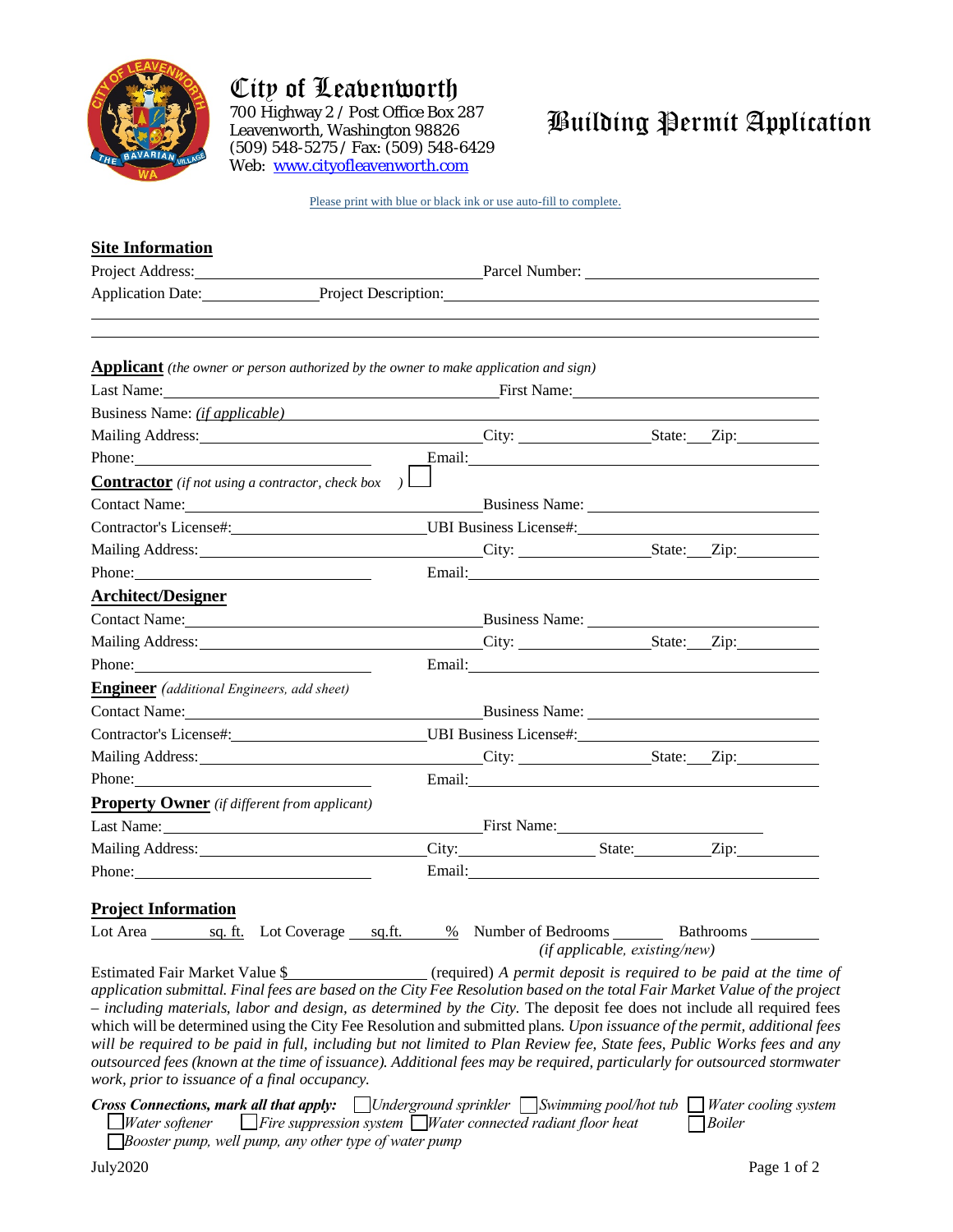# City of Leavenworth

700 Highway 2 / Post Office Box 287
Leavenworth, Washington 98826
(509) 548-5275 / Fax: (509) 548-6429
Web: www.cityofleavenworth.com

# Building Permit Application

Please print with blue or black ink or use auto-fill to complete.

## Site Information

Project Address: ______________________ Parcel Number: ______________________

Application Date: ____________ Project Description: ______________________

______________________________________________________________________

______________________________________________________________________

## Applicant *(the owner or person authorized by the owner to make application and sign)*

Last Name: ______________________ First Name: ______________________

Business Name: *(if applicable)* ______________________

Mailing Address: ______________________ City: ____________ State: ___ Zip: ________

Phone: ______________________ Email: ______________________

## Contractor *(if not using a contractor, check box )* ☐

Contact Name: ______________________ Business Name: ______________________

Contractor's License#: ______________________ UBI Business License#: ______________________

Mailing Address: ______________________ City: ____________ State: ___ Zip: ________

Phone: ______________________ Email: ______________________

## Architect/Designer

Contact Name: ______________________ Business Name: ______________________

Mailing Address: ______________________ City: ____________ State: ___ Zip: ________

Phone: ______________________ Email: ______________________

## Engineer *(additional Engineers, add sheet)*

Contact Name: ______________________ Business Name: ______________________

Contractor's License#: ______________________ UBI Business License#: ______________________

Mailing Address: ______________________ City: ____________ State: ___ Zip: ________

Phone: ______________________ Email: ______________________

## Property Owner *(if different from applicant)*

Last Name: ______________________ First Name: ______________________

Mailing Address: ______________________ City: ____________ State: ________ Zip: ________

Phone: ______________________ Email: ______________________

## Project Information

Lot Area ________ sq. ft. Lot Coverage ___ sq.ft. ______ % Number of Bedrooms ______ Bathrooms ________
*(if applicable, existing/new)*

Estimated Fair Market Value $______________ (required) *A permit deposit is required to be paid at the time of application submittal. Final fees are based on the City Fee Resolution based on the total Fair Market Value of the project – including materials, labor and design, as determined by the City.* The deposit fee does not include all required fees which will be determined using the City Fee Resolution and submitted plans. *Upon issuance of the permit, additional fees will be required to be paid in full, including but not limited to Plan Review fee, State fees, Public Works fees and any outsourced fees (known at the time of issuance). Additional fees may be required, particularly for outsourced stormwater work, prior to issuance of a final occupancy.*

***Cross Connections, mark all that apply:*** ☐ *Underground sprinkler* ☐ *Swimming pool/hot tub* ☐ *Water cooling system* ☐ *Water softener* ☐ *Fire suppression system* ☐ *Water connected radiant floor heat* ☐ *Boiler* ☐ *Booster pump, well pump, any other type of water pump*

July2020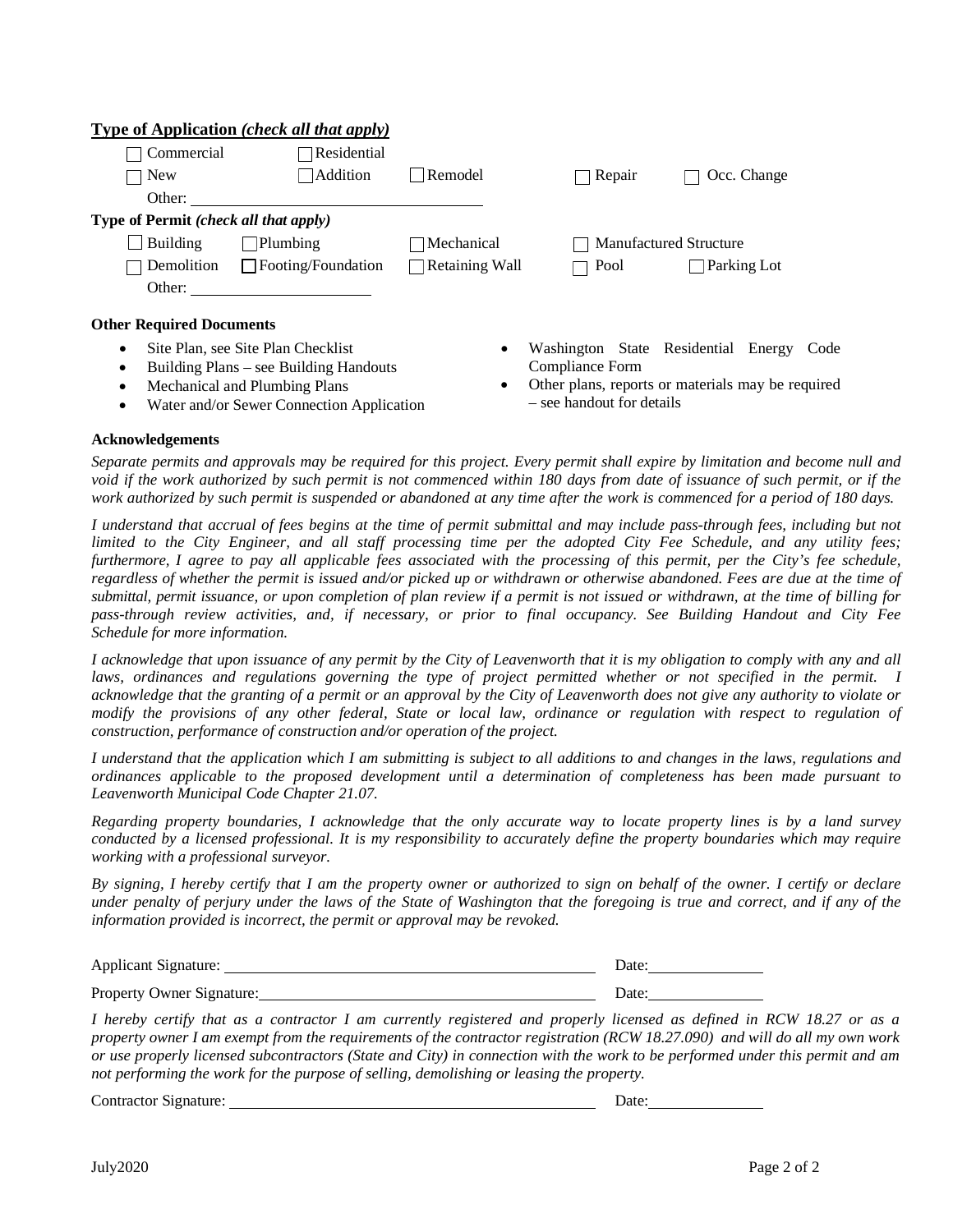**Type of Application** ***(check all that apply)***

☐ Commercial ☐ Residential

☐ New ☐ Addition ☐ Remodel ☐ Repair ☐ Occ. Change

Other: ______________________________

**Type of Permit** ***(check all that apply)***

☐ Building ☐ Plumbing ☐ Mechanical ☐ Manufactured Structure

☐ Demolition ☐ Footing/Foundation ☐ Retaining Wall ☐ Pool ☐ Parking Lot

Other: ____________________

**Other Required Documents**

- Site Plan, see Site Plan Checklist
- Building Plans – see Building Handouts
- Mechanical and Plumbing Plans
- Water and/or Sewer Connection Application
- Washington State Residential Energy Code Compliance Form
- Other plans, reports or materials may be required – see handout for details

**Acknowledgements**

*Separate permits and approvals may be required for this project. Every permit shall expire by limitation and become null and void if the work authorized by such permit is not commenced within 180 days from date of issuance of such permit, or if the work authorized by such permit is suspended or abandoned at any time after the work is commenced for a period of 180 days.*

*I understand that accrual of fees begins at the time of permit submittal and may include pass-through fees, including but not limited to the City Engineer, and all staff processing time per the adopted City Fee Schedule, and any utility fees; furthermore, I agree to pay all applicable fees associated with the processing of this permit, per the City's fee schedule, regardless of whether the permit is issued and/or picked up or withdrawn or otherwise abandoned. Fees are due at the time of submittal, permit issuance, or upon completion of plan review if a permit is not issued or withdrawn, at the time of billing for pass-through review activities, and, if necessary, or prior to final occupancy. See Building Handout and City Fee Schedule for more information.*

*I acknowledge that upon issuance of any permit by the City of Leavenworth that it is my obligation to comply with any and all laws, ordinances and regulations governing the type of project permitted whether or not specified in the permit. I acknowledge that the granting of a permit or an approval by the City of Leavenworth does not give any authority to violate or modify the provisions of any other federal, State or local law, ordinance or regulation with respect to regulation of construction, performance of construction and/or operation of the project.*

*I understand that the application which I am submitting is subject to all additions to and changes in the laws, regulations and ordinances applicable to the proposed development until a determination of completeness has been made pursuant to Leavenworth Municipal Code Chapter 21.07.*

*Regarding property boundaries, I acknowledge that the only accurate way to locate property lines is by a land survey conducted by a licensed professional. It is my responsibility to accurately define the property boundaries which may require working with a professional surveyor.*

*By signing, I hereby certify that I am the property owner or authorized to sign on behalf of the owner. I certify or declare under penalty of perjury under the laws of the State of Washington that the foregoing is true and correct, and if any of the information provided is incorrect, the permit or approval may be revoked.*

Applicant Signature: ______________________________ Date: ____________

Property Owner Signature: ______________________________ Date: ____________

*I hereby certify that as a contractor I am currently registered and properly licensed as defined in RCW 18.27 or as a property owner I am exempt from the requirements of the contractor registration (RCW 18.27.090) and will do all my own work or use properly licensed subcontractors (State and City) in connection with the work to be performed under this permit and am not performing the work for the purpose of selling, demolishing or leasing the property.*

Contractor Signature: ______________________________ Date: ____________

July2020